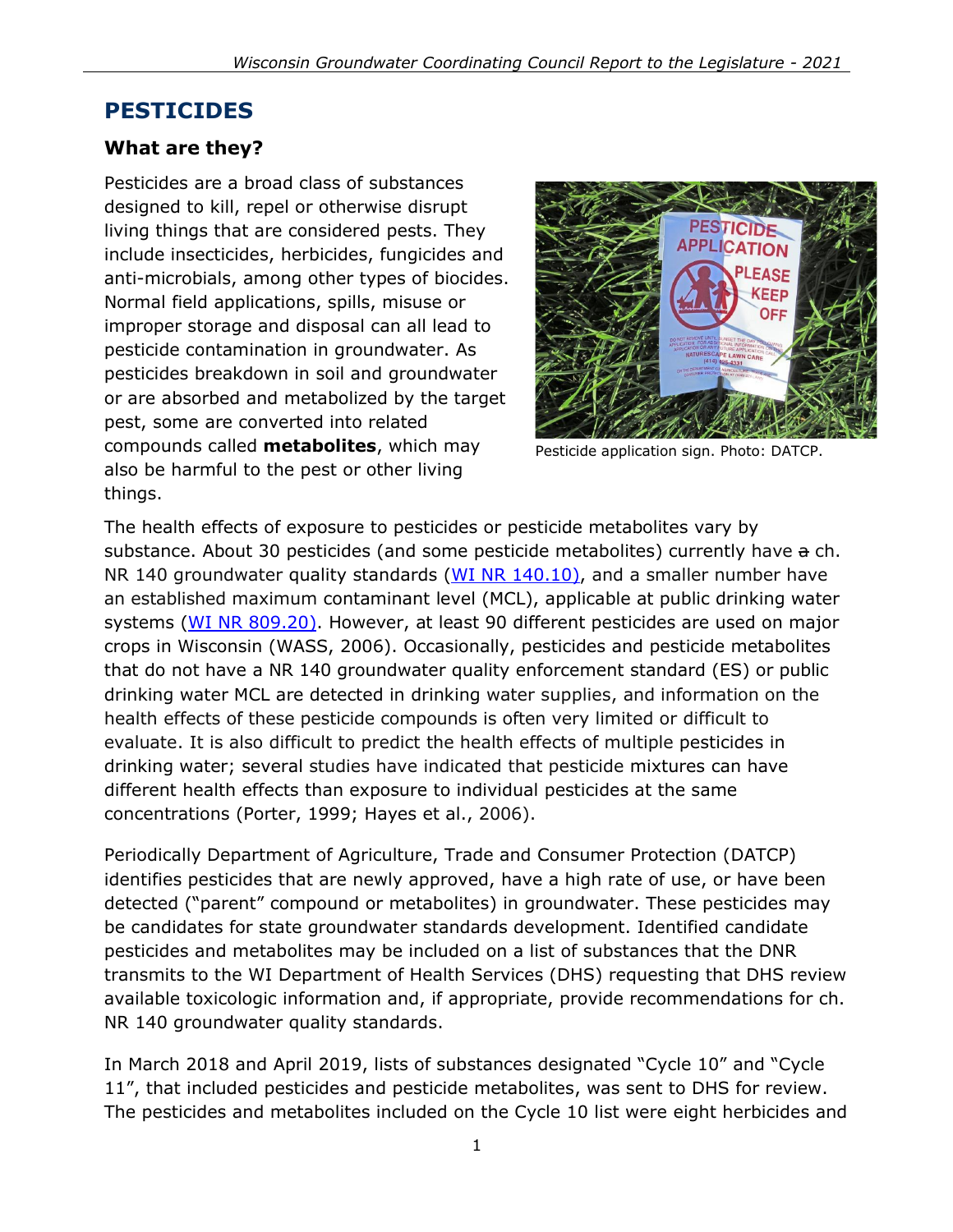# PESTICIDES

### What are they?

Pesticides are a broad class of substances designed to kill, repel or otherwise disrupt living things that are considered pests. They include insecticides, herbicides, fungicides and anti-microbials, among other types of biocides. Normal field applications, spills, misuse or improper storage and disposal can all lead to pesticide contamination in groundwater. As pesticides breakdown in soil and groundwater or are absorbed and metabolized by the target pest, some are converted into related compounds called **metabolites**, which may also be harmful to the pest or other living things.

Pesticide application sign. Photo: DATCP.

The health effects of exposure to pesticides or pesticide metabolites vary by substance. About 30 pesticides (and some pesticide metabolites) currently have ~~a~~ ch. NR 140 groundwater quality standards (WI NR 140.10), and a smaller number have an established maximum contaminant level (MCL), applicable at public drinking water systems (WI NR 809.20). However, at least 90 different pesticides are used on major crops in Wisconsin (WASS, 2006). Occasionally, pesticides and pesticide metabolites that do not have a NR 140 groundwater quality enforcement standard (ES) or public drinking water MCL are detected in drinking water supplies, and information on the health effects of these pesticide compounds is often very limited or difficult to evaluate. It is also difficult to predict the health effects of multiple pesticides in drinking water; several studies have indicated that pesticide mixtures can have different health effects than exposure to individual pesticides at the same concentrations (Porter, 1999; Hayes et al., 2006).

Periodically Department of Agriculture, Trade and Consumer Protection (DATCP) identifies pesticides that are newly approved, have a high rate of use, or have been detected ("parent" compound or metabolites) in groundwater. These pesticides may be candidates for state groundwater standards development. Identified candidate pesticides and metabolites may be included on a list of substances that the DNR transmits to the WI Department of Health Services (DHS) requesting that DHS review available toxicologic information and, if appropriate, provide recommendations for ch. NR 140 groundwater quality standards.

In March 2018 and April 2019, lists of substances designated "Cycle 10" and "Cycle 11", that included pesticides and pesticide metabolites, was sent to DHS for review. The pesticides and metabolites included on the Cycle 10 list were eight herbicides and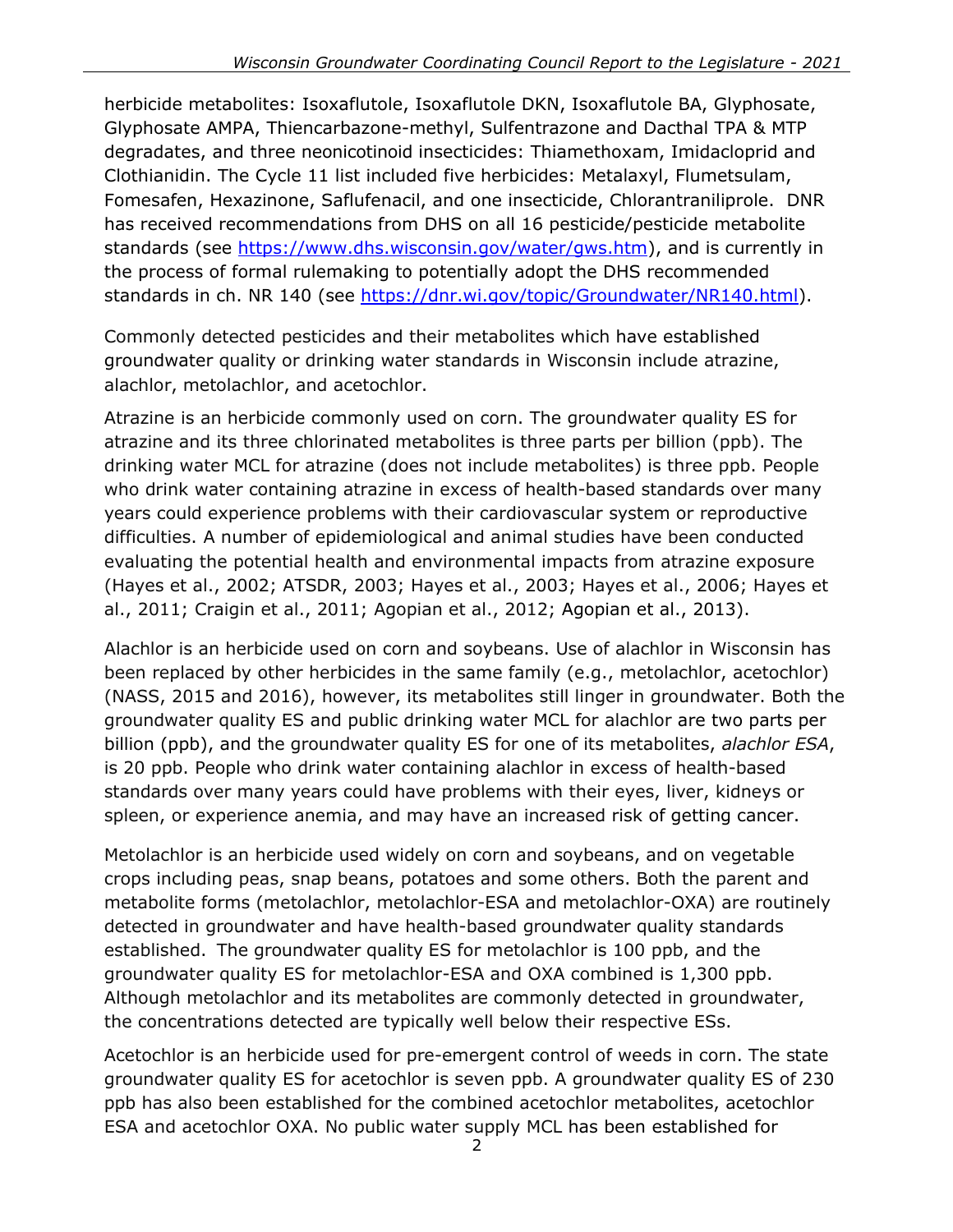herbicide metabolites: Isoxaflutole, Isoxaflutole DKN, Isoxaflutole BA, Glyphosate, Glyphosate AMPA, Thiencarbazone-methyl, Sulfentrazone and Dacthal TPA & MTP degradates, and three neonicotinoid insecticides: Thiamethoxam, Imidacloprid and Clothianidin. The Cycle 11 list included five herbicides: Metalaxyl, Flumetsulam, Fomesafen, Hexazinone, Saflufenacil, and one insecticide, Chlorantraniliprole. DNR has received recommendations from DHS on all 16 pesticide/pesticide metabolite standards (see https://www.dhs.wisconsin.gov/water/gws.htm), and is currently in the process of formal rulemaking to potentially adopt the DHS recommended standards in ch. NR 140 (see https://dnr.wi.gov/topic/Groundwater/NR140.html).

Commonly detected pesticides and their metabolites which have established groundwater quality or drinking water standards in Wisconsin include atrazine, alachlor, metolachlor, and acetochlor.

Atrazine is an herbicide commonly used on corn. The groundwater quality ES for atrazine and its three chlorinated metabolites is three parts per billion (ppb). The drinking water MCL for atrazine (does not include metabolites) is three ppb. People who drink water containing atrazine in excess of health-based standards over many years could experience problems with their cardiovascular system or reproductive difficulties. A number of epidemiological and animal studies have been conducted evaluating the potential health and environmental impacts from atrazine exposure (Hayes et al., 2002; ATSDR, 2003; Hayes et al., 2003; Hayes et al., 2006; Hayes et al., 2011; Craigin et al., 2011; Agopian et al., 2012; Agopian et al., 2013).

Alachlor is an herbicide used on corn and soybeans. Use of alachlor in Wisconsin has been replaced by other herbicides in the same family (e.g., metolachlor, acetochlor) (NASS, 2015 and 2016), however, its metabolites still linger in groundwater. Both the groundwater quality ES and public drinking water MCL for alachlor are two parts per billion (ppb), and the groundwater quality ES for one of its metabolites, *alachlor ESA*, is 20 ppb. People who drink water containing alachlor in excess of health-based standards over many years could have problems with their eyes, liver, kidneys or spleen, or experience anemia, and may have an increased risk of getting cancer.

Metolachlor is an herbicide used widely on corn and soybeans, and on vegetable crops including peas, snap beans, potatoes and some others. Both the parent and metabolite forms (metolachlor, metolachlor-ESA and metolachlor-OXA) are routinely detected in groundwater and have health-based groundwater quality standards established. The groundwater quality ES for metolachlor is 100 ppb, and the groundwater quality ES for metolachlor-ESA and OXA combined is 1,300 ppb. Although metolachlor and its metabolites are commonly detected in groundwater, the concentrations detected are typically well below their respective ESs.

Acetochlor is an herbicide used for pre-emergent control of weeds in corn. The state groundwater quality ES for acetochlor is seven ppb. A groundwater quality ES of 230 ppb has also been established for the combined acetochlor metabolites, acetochlor ESA and acetochlor OXA. No public water supply MCL has been established for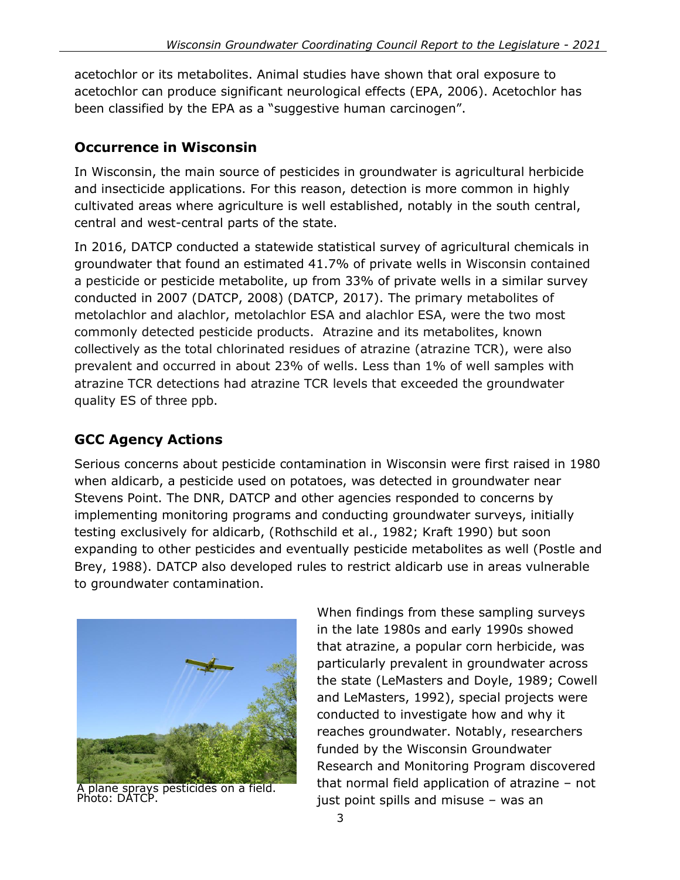acetochlor or its metabolites. Animal studies have shown that oral exposure to acetochlor can produce significant neurological effects (EPA, 2006). Acetochlor has been classified by the EPA as a "suggestive human carcinogen".

## Occurrence in Wisconsin

In Wisconsin, the main source of pesticides in groundwater is agricultural herbicide and insecticide applications. For this reason, detection is more common in highly cultivated areas where agriculture is well established, notably in the south central, central and west-central parts of the state.

In 2016, DATCP conducted a statewide statistical survey of agricultural chemicals in groundwater that found an estimated 41.7% of private wells in Wisconsin contained a pesticide or pesticide metabolite, up from 33% of private wells in a similar survey conducted in 2007 (DATCP, 2008) (DATCP, 2017). The primary metabolites of metolachlor and alachlor, metolachlor ESA and alachlor ESA, were the two most commonly detected pesticide products. Atrazine and its metabolites, known collectively as the total chlorinated residues of atrazine (atrazine TCR), were also prevalent and occurred in about 23% of wells. Less than 1% of well samples with atrazine TCR detections had atrazine TCR levels that exceeded the groundwater quality ES of three ppb.

## GCC Agency Actions

Serious concerns about pesticide contamination in Wisconsin were first raised in 1980 when aldicarb, a pesticide used on potatoes, was detected in groundwater near Stevens Point. The DNR, DATCP and other agencies responded to concerns by implementing monitoring programs and conducting groundwater surveys, initially testing exclusively for aldicarb, (Rothschild et al., 1982; Kraft 1990) but soon expanding to other pesticides and eventually pesticide metabolites as well (Postle and Brey, 1988). DATCP also developed rules to restrict aldicarb use in areas vulnerable to groundwater contamination.

A plane sprays pesticides on a field. Photo: DATCP.

When findings from these sampling surveys in the late 1980s and early 1990s showed that atrazine, a popular corn herbicide, was particularly prevalent in groundwater across the state (LeMasters and Doyle, 1989; Cowell and LeMasters, 1992), special projects were conducted to investigate how and why it reaches groundwater. Notably, researchers funded by the Wisconsin Groundwater Research and Monitoring Program discovered that normal field application of atrazine – not just point spills and misuse – was an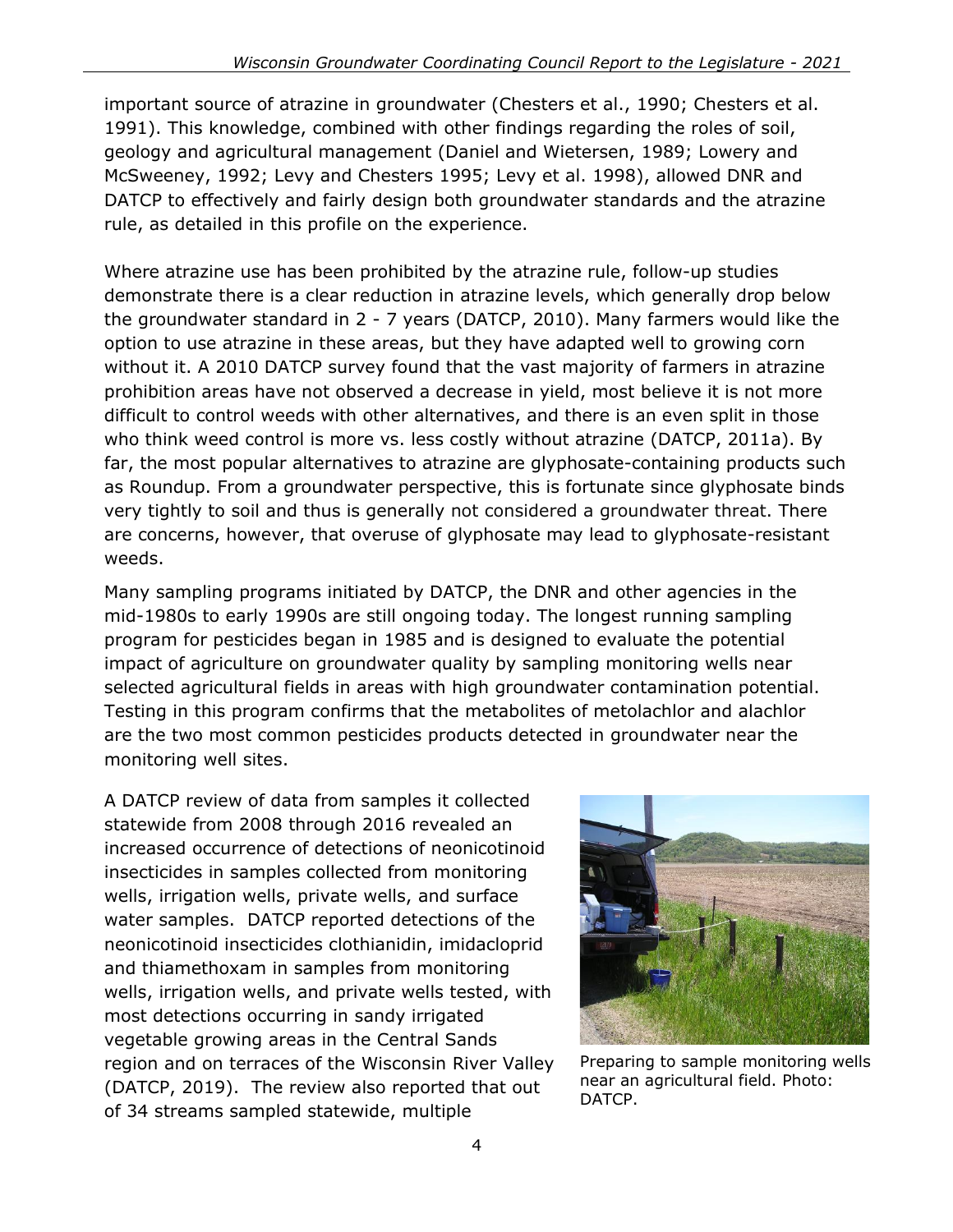important source of atrazine in groundwater (Chesters et al., 1990; Chesters et al. 1991). This knowledge, combined with other findings regarding the roles of soil, geology and agricultural management (Daniel and Wietersen, 1989; Lowery and McSweeney, 1992; Levy and Chesters 1995; Levy et al. 1998), allowed DNR and DATCP to effectively and fairly design both groundwater standards and the atrazine rule, as detailed in this profile on the experience.

Where atrazine use has been prohibited by the atrazine rule, follow-up studies demonstrate there is a clear reduction in atrazine levels, which generally drop below the groundwater standard in 2 - 7 years (DATCP, 2010). Many farmers would like the option to use atrazine in these areas, but they have adapted well to growing corn without it. A 2010 DATCP survey found that the vast majority of farmers in atrazine prohibition areas have not observed a decrease in yield, most believe it is not more difficult to control weeds with other alternatives, and there is an even split in those who think weed control is more vs. less costly without atrazine (DATCP, 2011a). By far, the most popular alternatives to atrazine are glyphosate-containing products such as Roundup. From a groundwater perspective, this is fortunate since glyphosate binds very tightly to soil and thus is generally not considered a groundwater threat. There are concerns, however, that overuse of glyphosate may lead to glyphosate-resistant weeds.

Many sampling programs initiated by DATCP, the DNR and other agencies in the mid-1980s to early 1990s are still ongoing today. The longest running sampling program for pesticides began in 1985 and is designed to evaluate the potential impact of agriculture on groundwater quality by sampling monitoring wells near selected agricultural fields in areas with high groundwater contamination potential. Testing in this program confirms that the metabolites of metolachlor and alachlor are the two most common pesticides products detected in groundwater near the monitoring well sites.

A DATCP review of data from samples it collected statewide from 2008 through 2016 revealed an increased occurrence of detections of neonicotinoid insecticides in samples collected from monitoring wells, irrigation wells, private wells, and surface water samples. DATCP reported detections of the neonicotinoid insecticides clothianidin, imidacloprid and thiamethoxam in samples from monitoring wells, irrigation wells, and private wells tested, with most detections occurring in sandy irrigated vegetable growing areas in the Central Sands region and on terraces of the Wisconsin River Valley (DATCP, 2019). The review also reported that out of 34 streams sampled statewide, multiple

Preparing to sample monitoring wells near an agricultural field. Photo: DATCP.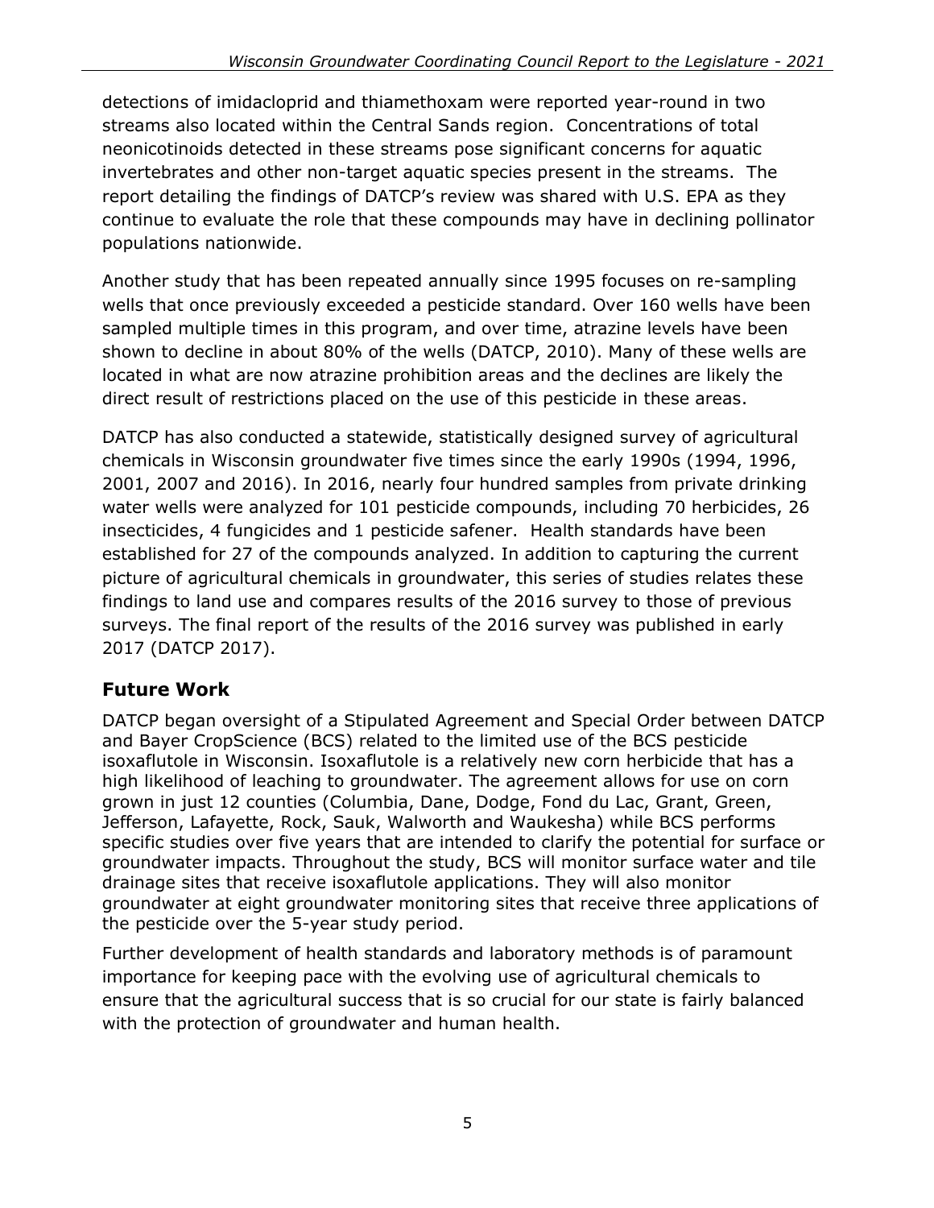detections of imidacloprid and thiamethoxam were reported year-round in two streams also located within the Central Sands region. Concentrations of total neonicotinoids detected in these streams pose significant concerns for aquatic invertebrates and other non-target aquatic species present in the streams. The report detailing the findings of DATCP's review was shared with U.S. EPA as they continue to evaluate the role that these compounds may have in declining pollinator populations nationwide.

Another study that has been repeated annually since 1995 focuses on re-sampling wells that once previously exceeded a pesticide standard. Over 160 wells have been sampled multiple times in this program, and over time, atrazine levels have been shown to decline in about 80% of the wells (DATCP, 2010). Many of these wells are located in what are now atrazine prohibition areas and the declines are likely the direct result of restrictions placed on the use of this pesticide in these areas.

DATCP has also conducted a statewide, statistically designed survey of agricultural chemicals in Wisconsin groundwater five times since the early 1990s (1994, 1996, 2001, 2007 and 2016). In 2016, nearly four hundred samples from private drinking water wells were analyzed for 101 pesticide compounds, including 70 herbicides, 26 insecticides, 4 fungicides and 1 pesticide safener. Health standards have been established for 27 of the compounds analyzed. In addition to capturing the current picture of agricultural chemicals in groundwater, this series of studies relates these findings to land use and compares results of the 2016 survey to those of previous surveys. The final report of the results of the 2016 survey was published in early 2017 (DATCP 2017).

## Future Work

DATCP began oversight of a Stipulated Agreement and Special Order between DATCP and Bayer CropScience (BCS) related to the limited use of the BCS pesticide isoxaflutole in Wisconsin. Isoxaflutole is a relatively new corn herbicide that has a high likelihood of leaching to groundwater. The agreement allows for use on corn grown in just 12 counties (Columbia, Dane, Dodge, Fond du Lac, Grant, Green, Jefferson, Lafayette, Rock, Sauk, Walworth and Waukesha) while BCS performs specific studies over five years that are intended to clarify the potential for surface or groundwater impacts. Throughout the study, BCS will monitor surface water and tile drainage sites that receive isoxaflutole applications. They will also monitor groundwater at eight groundwater monitoring sites that receive three applications of the pesticide over the 5-year study period.

Further development of health standards and laboratory methods is of paramount importance for keeping pace with the evolving use of agricultural chemicals to ensure that the agricultural success that is so crucial for our state is fairly balanced with the protection of groundwater and human health.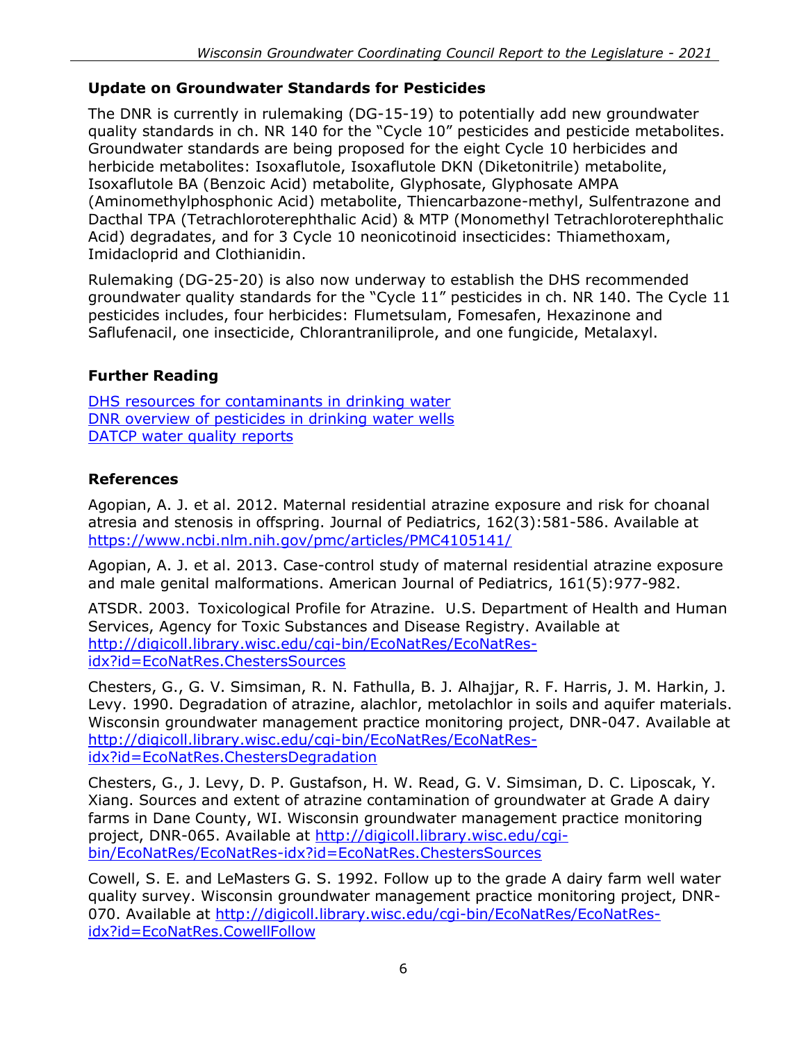## Update on Groundwater Standards for Pesticides

The DNR is currently in rulemaking (DG-15-19) to potentially add new groundwater quality standards in ch. NR 140 for the "Cycle 10" pesticides and pesticide metabolites. Groundwater standards are being proposed for the eight Cycle 10 herbicides and herbicide metabolites: Isoxaflutole, Isoxaflutole DKN (Diketonitrile) metabolite, Isoxaflutole BA (Benzoic Acid) metabolite, Glyphosate, Glyphosate AMPA (Aminomethylphosphonic Acid) metabolite, Thiencarbazone-methyl, Sulfentrazone and Dacthal TPA (Tetrachloroterephthalic Acid) & MTP (Monomethyl Tetrachloroterephthalic Acid) degradates, and for 3 Cycle 10 neonicotinoid insecticides: Thiamethoxam, Imidacloprid and Clothianidin.

Rulemaking (DG-25-20) is also now underway to establish the DHS recommended groundwater quality standards for the "Cycle 11" pesticides in ch. NR 140. The Cycle 11 pesticides includes, four herbicides: Flumetsulam, Fomesafen, Hexazinone and Saflufenacil, one insecticide, Chlorantraniliprole, and one fungicide, Metalaxyl.

## Further Reading

DHS resources for contaminants in drinking water
DNR overview of pesticides in drinking water wells
DATCP water quality reports

## References

Agopian, A. J. et al. 2012. Maternal residential atrazine exposure and risk for choanal atresia and stenosis in offspring. Journal of Pediatrics, 162(3):581-586. Available at https://www.ncbi.nlm.nih.gov/pmc/articles/PMC4105141/

Agopian, A. J. et al. 2013. Case-control study of maternal residential atrazine exposure and male genital malformations. American Journal of Pediatrics, 161(5):977-982.

ATSDR. 2003. Toxicological Profile for Atrazine. U.S. Department of Health and Human Services, Agency for Toxic Substances and Disease Registry. Available at http://digicoll.library.wisc.edu/cgi-bin/EcoNatRes/EcoNatRes-idx?id=EcoNatRes.ChestersSources

Chesters, G., G. V. Simsiman, R. N. Fathulla, B. J. Alhajjar, R. F. Harris, J. M. Harkin, J. Levy. 1990. Degradation of atrazine, alachlor, metolachlor in soils and aquifer materials. Wisconsin groundwater management practice monitoring project, DNR-047. Available at http://digicoll.library.wisc.edu/cgi-bin/EcoNatRes/EcoNatRes-idx?id=EcoNatRes.ChestersDegradation

Chesters, G., J. Levy, D. P. Gustafson, H. W. Read, G. V. Simsiman, D. C. Liposcak, Y. Xiang. Sources and extent of atrazine contamination of groundwater at Grade A dairy farms in Dane County, WI. Wisconsin groundwater management practice monitoring project, DNR-065. Available at http://digicoll.library.wisc.edu/cgi-bin/EcoNatRes/EcoNatRes-idx?id=EcoNatRes.ChestersSources

Cowell, S. E. and LeMasters G. S. 1992. Follow up to the grade A dairy farm well water quality survey. Wisconsin groundwater management practice monitoring project, DNR-070. Available at http://digicoll.library.wisc.edu/cgi-bin/EcoNatRes/EcoNatRes-idx?id=EcoNatRes.CowellFollow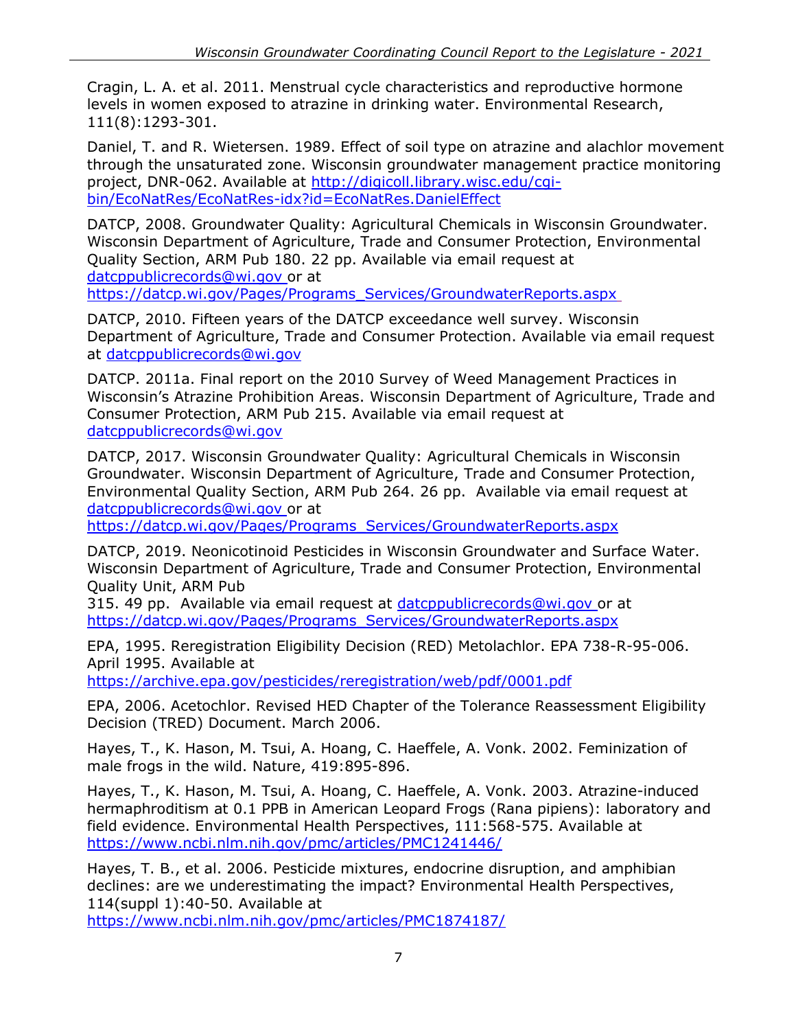Cragin, L. A. et al. 2011. Menstrual cycle characteristics and reproductive hormone levels in women exposed to atrazine in drinking water. Environmental Research, 111(8):1293-301.

Daniel, T. and R. Wietersen. 1989. Effect of soil type on atrazine and alachlor movement through the unsaturated zone. Wisconsin groundwater management practice monitoring project, DNR-062. Available at http://digicoll.library.wisc.edu/cgi-bin/EcoNatRes/EcoNatRes-idx?id=EcoNatRes.DanielEffect

DATCP, 2008. Groundwater Quality: Agricultural Chemicals in Wisconsin Groundwater. Wisconsin Department of Agriculture, Trade and Consumer Protection, Environmental Quality Section, ARM Pub 180. 22 pp. Available via email request at datcppublicrecords@wi.gov or at https://datcp.wi.gov/Pages/Programs_Services/GroundwaterReports.aspx

DATCP, 2010. Fifteen years of the DATCP exceedance well survey. Wisconsin Department of Agriculture, Trade and Consumer Protection. Available via email request at datcppublicrecords@wi.gov

DATCP. 2011a. Final report on the 2010 Survey of Weed Management Practices in Wisconsin's Atrazine Prohibition Areas. Wisconsin Department of Agriculture, Trade and Consumer Protection, ARM Pub 215. Available via email request at datcppublicrecords@wi.gov

DATCP, 2017. Wisconsin Groundwater Quality: Agricultural Chemicals in Wisconsin Groundwater. Wisconsin Department of Agriculture, Trade and Consumer Protection, Environmental Quality Section, ARM Pub 264. 26 pp. Available via email request at datcppublicrecords@wi.gov or at https://datcp.wi.gov/Pages/Programs_Services/GroundwaterReports.aspx

DATCP, 2019. Neonicotinoid Pesticides in Wisconsin Groundwater and Surface Water. Wisconsin Department of Agriculture, Trade and Consumer Protection, Environmental Quality Unit, ARM Pub 315. 49 pp. Available via email request at datcppublicrecords@wi.gov or at https://datcp.wi.gov/Pages/Programs_Services/GroundwaterReports.aspx

EPA, 1995. Reregistration Eligibility Decision (RED) Metolachlor. EPA 738-R-95-006. April 1995. Available at https://archive.epa.gov/pesticides/reregistration/web/pdf/0001.pdf

EPA, 2006. Acetochlor. Revised HED Chapter of the Tolerance Reassessment Eligibility Decision (TRED) Document. March 2006.

Hayes, T., K. Hason, M. Tsui, A. Hoang, C. Haeffele, A. Vonk. 2002. Feminization of male frogs in the wild. Nature, 419:895-896.

Hayes, T., K. Hason, M. Tsui, A. Hoang, C. Haeffele, A. Vonk. 2003. Atrazine-induced hermaphroditism at 0.1 PPB in American Leopard Frogs (Rana pipiens): laboratory and field evidence. Environmental Health Perspectives, 111:568-575. Available at https://www.ncbi.nlm.nih.gov/pmc/articles/PMC1241446/

Hayes, T. B., et al. 2006. Pesticide mixtures, endocrine disruption, and amphibian declines: are we underestimating the impact? Environmental Health Perspectives, 114(suppl 1):40-50. Available at https://www.ncbi.nlm.nih.gov/pmc/articles/PMC1874187/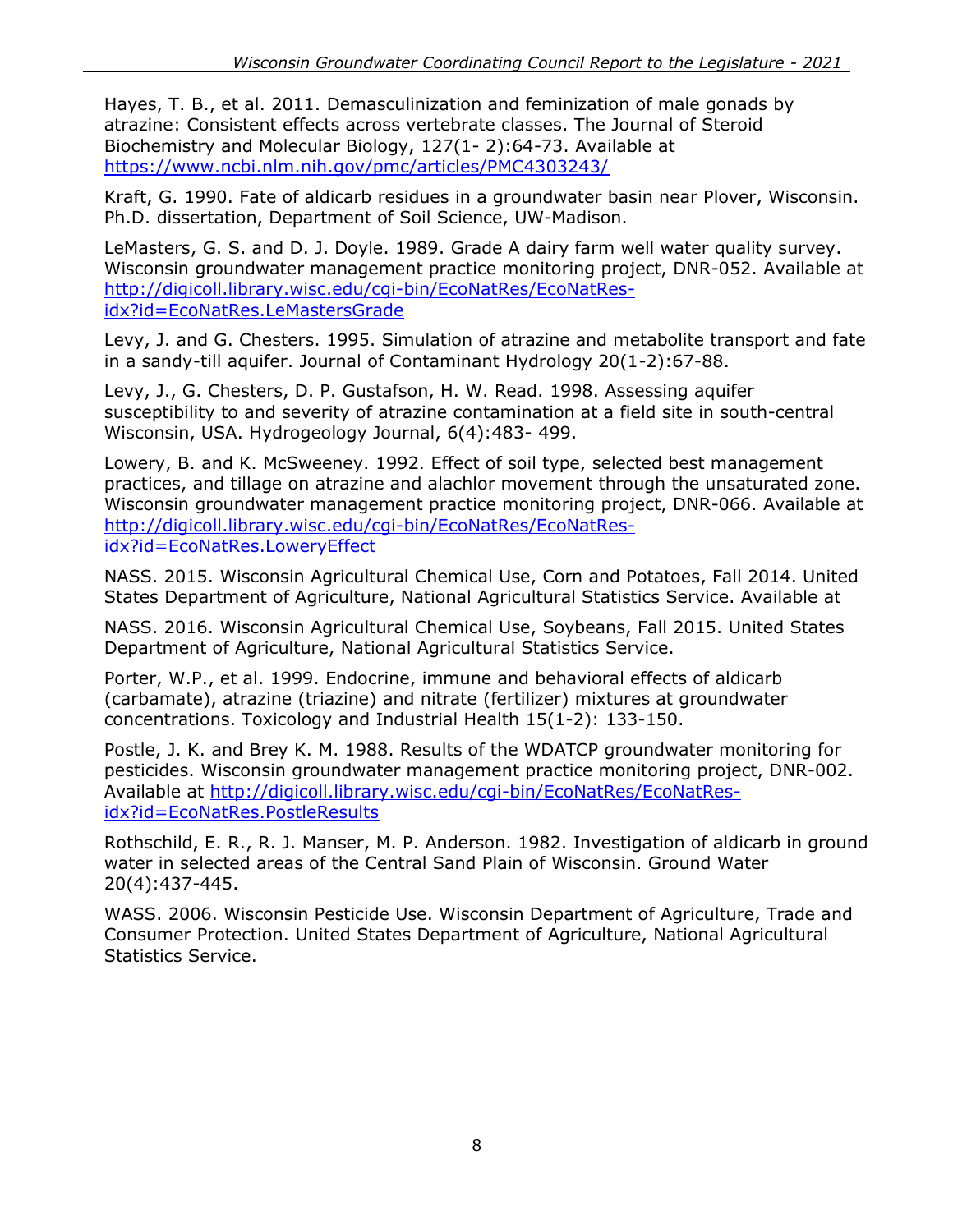Hayes, T. B., et al. 2011. Demasculinization and feminization of male gonads by atrazine: Consistent effects across vertebrate classes. The Journal of Steroid Biochemistry and Molecular Biology, 127(1- 2):64-73. Available at https://www.ncbi.nlm.nih.gov/pmc/articles/PMC4303243/

Kraft, G. 1990. Fate of aldicarb residues in a groundwater basin near Plover, Wisconsin. Ph.D. dissertation, Department of Soil Science, UW-Madison.

LeMasters, G. S. and D. J. Doyle. 1989. Grade A dairy farm well water quality survey. Wisconsin groundwater management practice monitoring project, DNR-052. Available at http://digicoll.library.wisc.edu/cgi-bin/EcoNatRes/EcoNatRes-idx?id=EcoNatRes.LeMastersGrade

Levy, J. and G. Chesters. 1995. Simulation of atrazine and metabolite transport and fate in a sandy-till aquifer. Journal of Contaminant Hydrology 20(1-2):67-88.

Levy, J., G. Chesters, D. P. Gustafson, H. W. Read. 1998. Assessing aquifer susceptibility to and severity of atrazine contamination at a field site in south-central Wisconsin, USA. Hydrogeology Journal, 6(4):483- 499.

Lowery, B. and K. McSweeney. 1992. Effect of soil type, selected best management practices, and tillage on atrazine and alachlor movement through the unsaturated zone. Wisconsin groundwater management practice monitoring project, DNR-066. Available at http://digicoll.library.wisc.edu/cgi-bin/EcoNatRes/EcoNatRes-idx?id=EcoNatRes.LoweryEffect

NASS. 2015. Wisconsin Agricultural Chemical Use, Corn and Potatoes, Fall 2014. United States Department of Agriculture, National Agricultural Statistics Service. Available at

NASS. 2016. Wisconsin Agricultural Chemical Use, Soybeans, Fall 2015. United States Department of Agriculture, National Agricultural Statistics Service.

Porter, W.P., et al. 1999. Endocrine, immune and behavioral effects of aldicarb (carbamate), atrazine (triazine) and nitrate (fertilizer) mixtures at groundwater concentrations. Toxicology and Industrial Health 15(1-2): 133-150.

Postle, J. K. and Brey K. M. 1988. Results of the WDATCP groundwater monitoring for pesticides. Wisconsin groundwater management practice monitoring project, DNR-002. Available at http://digicoll.library.wisc.edu/cgi-bin/EcoNatRes/EcoNatRes-idx?id=EcoNatRes.PostleResults

Rothschild, E. R., R. J. Manser, M. P. Anderson. 1982. Investigation of aldicarb in ground water in selected areas of the Central Sand Plain of Wisconsin. Ground Water 20(4):437-445.

WASS. 2006. Wisconsin Pesticide Use. Wisconsin Department of Agriculture, Trade and Consumer Protection. United States Department of Agriculture, National Agricultural Statistics Service.